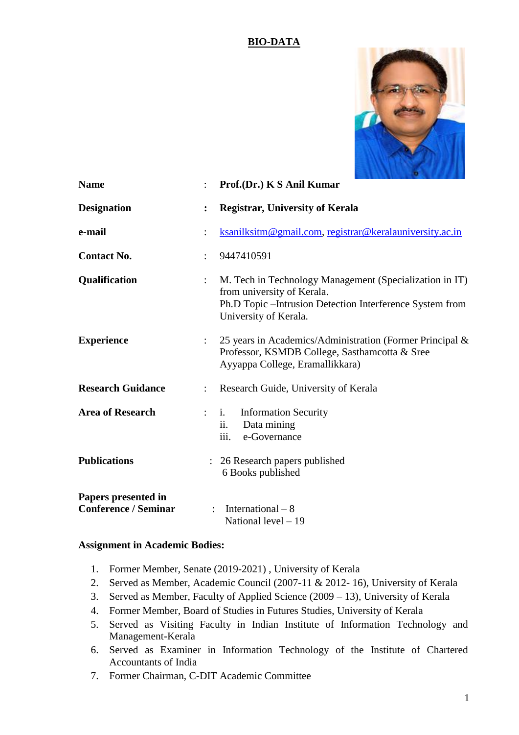# BIO-DATA

| | | |
|---|---|---|
| **Name** | : | **Prof.(Dr.) K S Anil Kumar** |
| **Designation** | : | **Registrar, University of Kerala** |
| **e-mail** | : | ksanilksitm@gmail.com, registrar@keralauniversity.ac.in |
| **Contact No.** | : | 9447410591 |
| **Qualification** | : | M. Tech in Technology Management (Specialization in IT) from university of Kerala.<br>Ph.D Topic –Intrusion Detection Interference System from University of Kerala. |
| **Experience** | : | 25 years in Academics/Administration (Former Principal & Professor, KSMDB College, Sasthamcotta & Sree Ayyappa College, Eramallikkara) |
| **Research Guidance** | : | Research Guide, University of Kerala |
| **Area of Research** | : | i. Information Security<br>ii. Data mining<br>iii. e-Governance |
| **Publications** | : | 26 Research papers published<br>6 Books published |
| **Papers presented in Conference / Seminar** | : | International – 8<br>National level – 19 |

**Assignment in Academic Bodies:**

1. Former Member, Senate (2019-2021) , University of Kerala
2. Served as Member, Academic Council (2007-11 & 2012- 16), University of Kerala
3. Served as Member, Faculty of Applied Science (2009 – 13), University of Kerala
4. Former Member, Board of Studies in Futures Studies, University of Kerala
5. Served as Visiting Faculty in Indian Institute of Information Technology and Management-Kerala
6. Served as Examiner in Information Technology of the Institute of Chartered Accountants of India
7. Former Chairman, C-DIT Academic Committee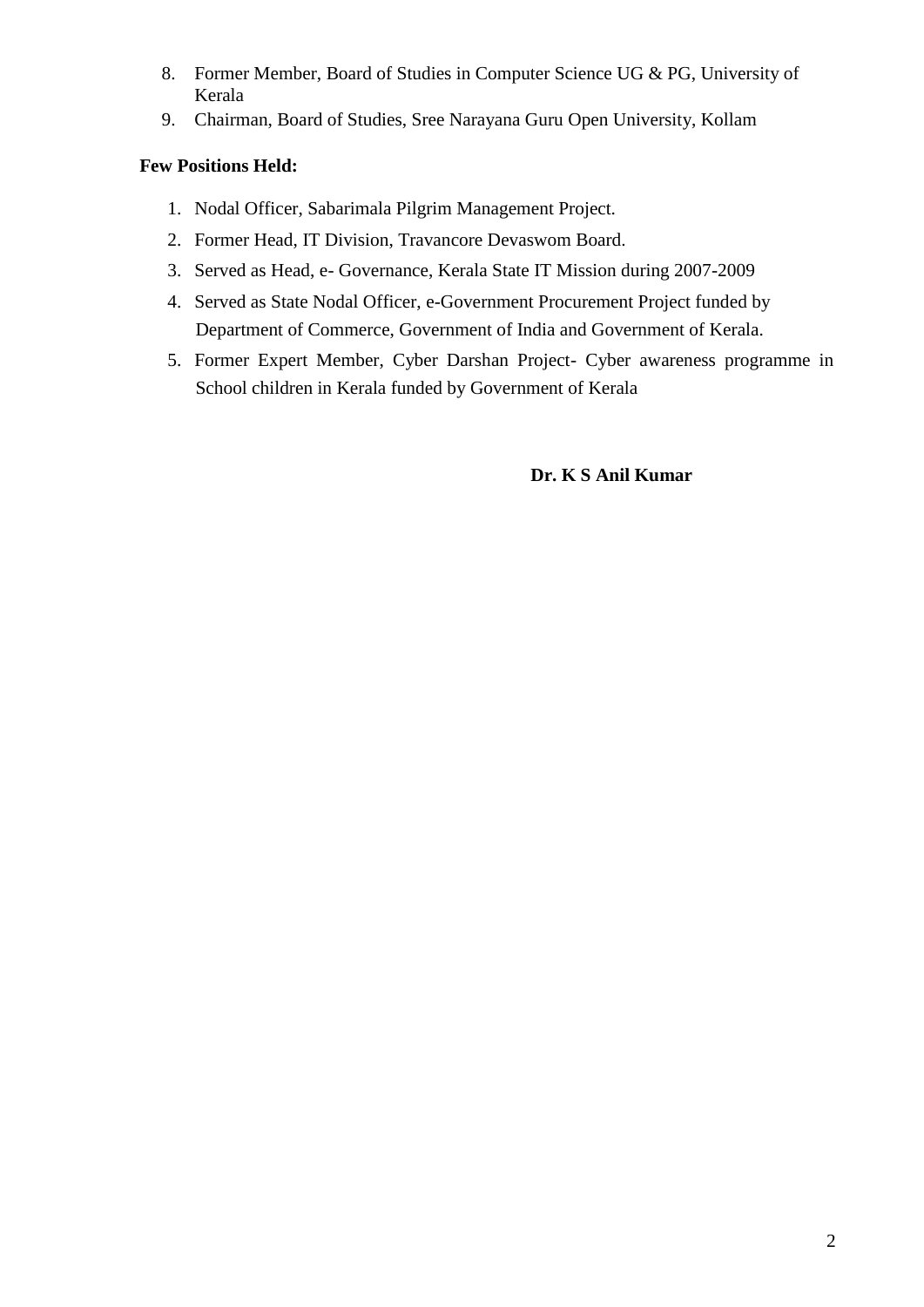8. Former Member, Board of Studies in Computer Science UG & PG, University of Kerala
9. Chairman, Board of Studies, Sree Narayana Guru Open University, Kollam

**Few Positions Held:**

1. Nodal Officer, Sabarimala Pilgrim Management Project.
2. Former Head, IT Division, Travancore Devaswom Board.
3. Served as Head, e- Governance, Kerala State IT Mission during 2007-2009
4. Served as State Nodal Officer, e-Government Procurement Project funded by Department of Commerce, Government of India and Government of Kerala.
5. Former Expert Member, Cyber Darshan Project- Cyber awareness programme in School children in Kerala funded by Government of Kerala

**Dr. K S Anil Kumar**